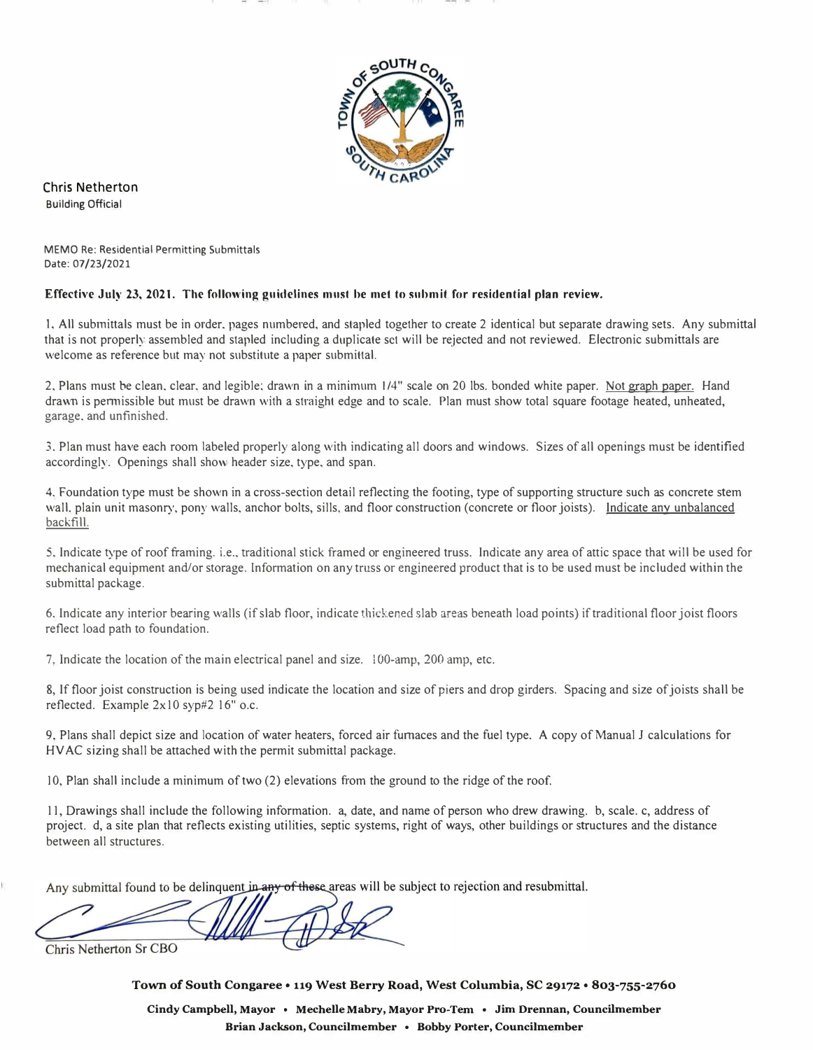Chris Netherton
Building Official

MEMO Re: Residential Permitting Submittals
Date: 07/23/2021

**Effective July 23, 2021. The following guidelines must be met to submit for residential plan review.**

1, All submittals must be in order, pages numbered, and stapled together to create 2 identical but separate drawing sets. Any submittal that is not properly assembled and stapled including a duplicate set will be rejected and not reviewed. Electronic submittals are welcome as reference but may not substitute a paper submittal.

2, Plans must be clean, clear, and legible; drawn in a minimum 1/4" scale on 20 lbs. bonded white paper. Not graph paper. Hand drawn is permissible but must be drawn with a straight edge and to scale. Plan must show total square footage heated, unheated, garage, and unfinished.

3. Plan must have each room labeled properly along with indicating all doors and windows. Sizes of all openings must be identified accordingly. Openings shall show header size, type, and span.

4. Foundation type must be shown in a cross-section detail reflecting the footing, type of supporting structure such as concrete stem wall, plain unit masonry, pony walls, anchor bolts, sills, and floor construction (concrete or floor joists). Indicate any unbalanced backfill.

5. Indicate type of roof framing. i.e., traditional stick framed or engineered truss. Indicate any area of attic space that will be used for mechanical equipment and/or storage. Information on any truss or engineered product that is to be used must be included within the submittal package.

6. Indicate any interior bearing walls (if slab floor, indicate thickened slab areas beneath load points) if traditional floor joist floors reflect load path to foundation.

7. Indicate the location of the main electrical panel and size. 100-amp, 200 amp, etc.

8, If floor joist construction is being used indicate the location and size of piers and drop girders. Spacing and size of joists shall be reflected. Example 2x10 syp#2 16" o.c.

9, Plans shall depict size and location of water heaters, forced air furnaces and the fuel type. A copy of Manual J calculations for HVAC sizing shall be attached with the permit submittal package.

10, Plan shall include a minimum of two (2) elevations from the ground to the ridge of the roof.

11, Drawings shall include the following information. a, date, and name of person who drew drawing. b, scale. c, address of project. d, a site plan that reflects existing utilities, septic systems, right of ways, other buildings or structures and the distance between all structures.

Any submittal found to be delinquent in any of these areas will be subject to rejection and resubmittal.

Chris Netherton Sr CBO

**Town of South Congaree • 119 West Berry Road, West Columbia, SC 29172 • 803-755-2760**

**Cindy Campbell, Mayor • Mechelle Mabry, Mayor Pro-Tem • Jim Drennan, Councilmember**
**Brian Jackson, Councilmember • Bobby Porter, Councilmember**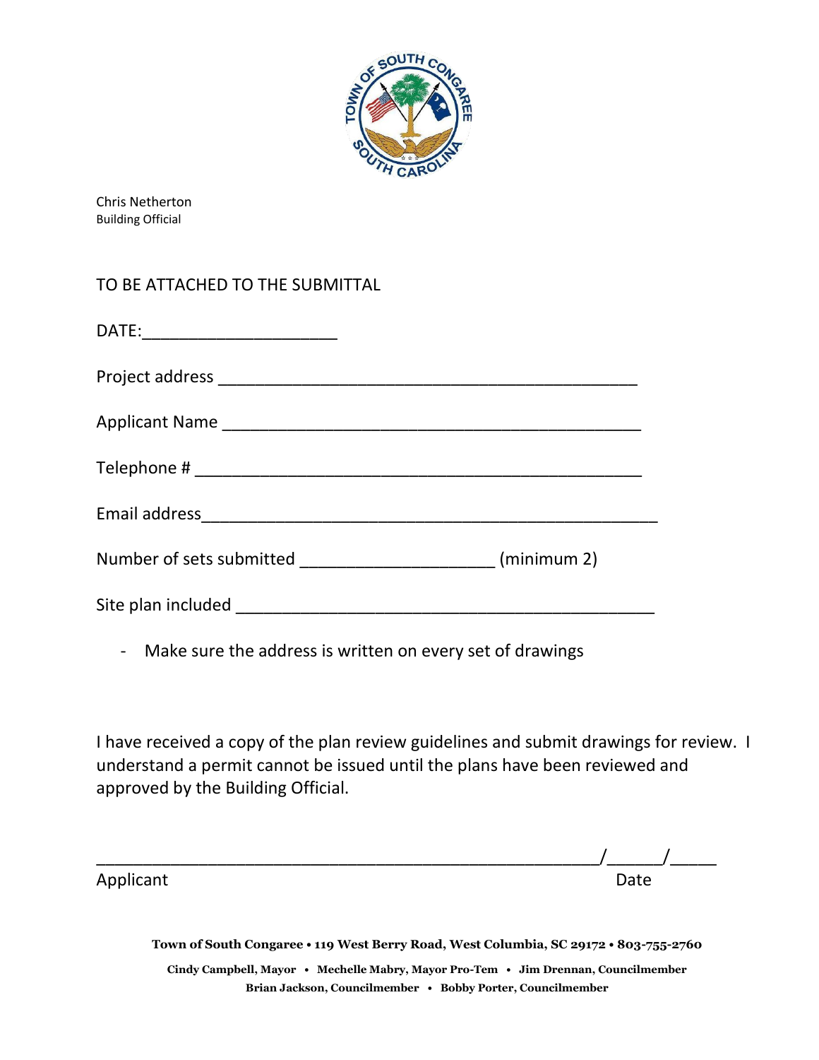Chris Netherton
Building Official

TO BE ATTACHED TO THE SUBMITTAL

DATE:_____________________

Project address _____________________________________________

Applicant Name _____________________________________________

Telephone # ________________________________________________

Email address________________________________________________

Number of sets submitted ____________________ (minimum 2)

Site plan included ____________________________________________

- Make sure the address is written on every set of drawings

I have received a copy of the plan review guidelines and submit drawings for review. I understand a permit cannot be issued until the plans have been reviewed and approved by the Building Official.

_______________________________________________________/______/_____

Applicant Date

**Town of South Congaree • 119 West Berry Road, West Columbia, SC 29172 • 803-755-2760**

**Cindy Campbell, Mayor • Mechelle Mabry, Mayor Pro-Tem • Jim Drennan, Councilmember**
**Brian Jackson, Councilmember • Bobby Porter, Councilmember**